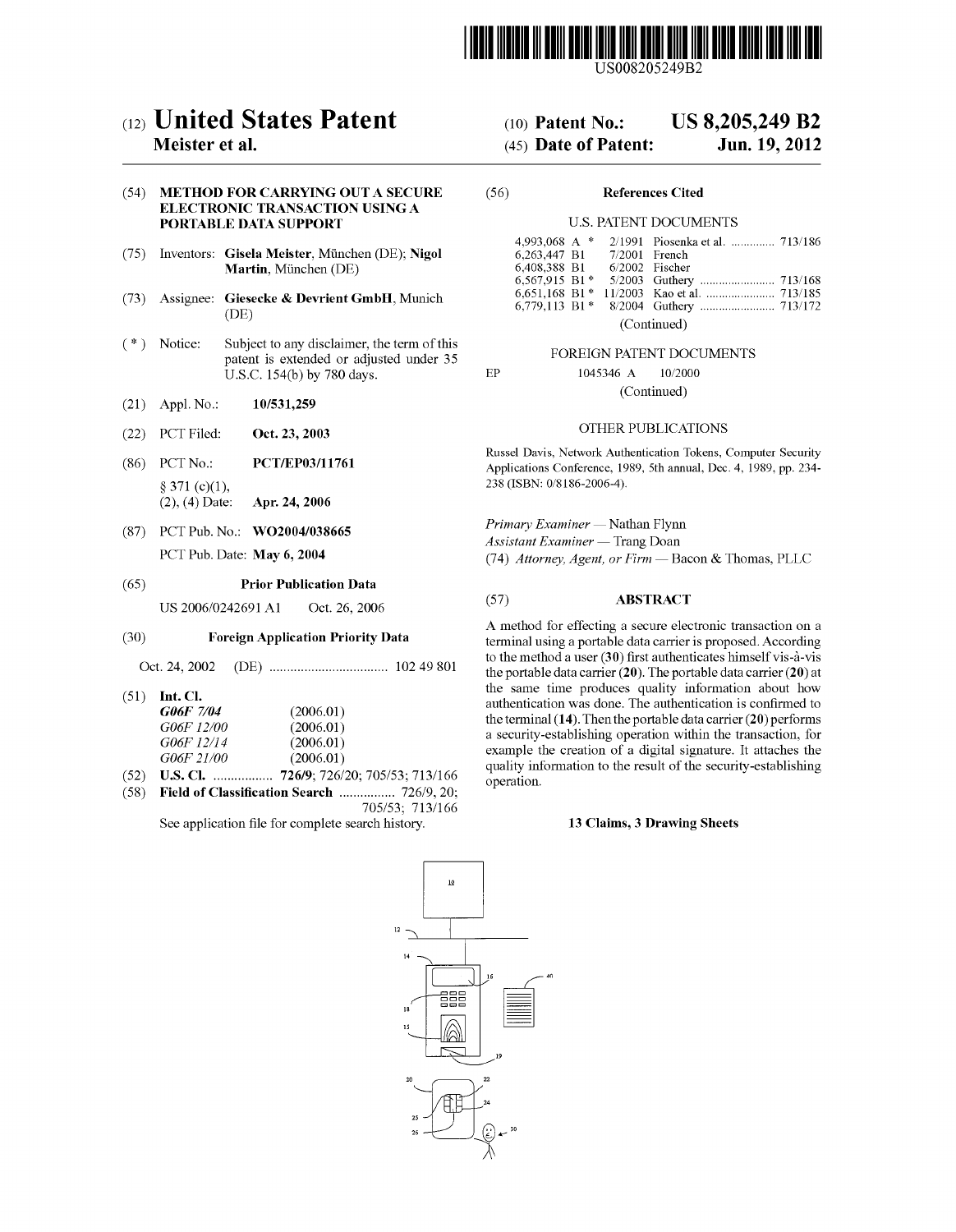US008205249B2

# (12) United States Patent
**Meister et al.**

(10) **Patent No.: US 8,205,249 B2**

(45) **Date of Patent: Jun. 19, 2012**

(54) **METHOD FOR CARRYING OUT A SECURE ELECTRONIC TRANSACTION USING A PORTABLE DATA SUPPORT**

(75) Inventors: **Gisela Meister**, München (DE); **Nigol Martin**, München (DE)

(73) Assignee: **Giesecke & Devrient GmbH**, Munich (DE)

( * ) Notice: Subject to any disclaimer, the term of this patent is extended or adjusted under 35 U.S.C. 154(b) by 780 days.

(21) Appl. No.: **10/531,259**

(22) PCT Filed: **Oct. 23, 2003**

(86) PCT No.: **PCT/EP03/11761**

§ 371 (c)(1),
(2), (4) Date: **Apr. 24, 2006**

(87) PCT Pub. No.: **WO2004/038665**

PCT Pub. Date: **May 6, 2004**

(65) **Prior Publication Data**

US 2006/0242691 A1 Oct. 26, 2006

(30) **Foreign Application Priority Data**

Oct. 24, 2002 (DE) .................................. 102 49 801

(51) **Int. Cl.**

| | |
|---|---|
| ***G06F 7/04*** | (2006.01) |
| *G06F 12/00* | (2006.01) |
| *G06F 12/14* | (2006.01) |
| *G06F 21/00* | (2006.01) |

(52) **U.S. Cl.** ................. **726/9**; 726/20; 705/53; 713/166

(58) **Field of Classification Search** ................ 726/9, 20; 705/53; 713/166

See application file for complete search history.

(56) **References Cited**

U.S. PATENT DOCUMENTS

| | | | | |
|---|---|---|---|---|
| 4,993,068 | A * | 2/1991 | Piosenka et al. | 713/186 |
| 6,263,447 | B1 | 7/2001 | French | |
| 6,408,388 | B1 | 6/2002 | Fischer | |
| 6,567,915 | B1 * | 5/2003 | Guthery | 713/168 |
| 6,651,168 | B1 * | 11/2003 | Kao et al. | 713/185 |
| 6,779,113 | B1 * | 8/2004 | Guthery | 713/172 |

(Continued)

FOREIGN PATENT DOCUMENTS

EP 1045346 A 10/2000

(Continued)

OTHER PUBLICATIONS

Russel Davis, Network Authentication Tokens, Computer Security Applications Conference, 1989, 5th annual, Dec. 4, 1989, pp. 234-238 (ISBN: 0/8186-2006-4).

*Primary Examiner* — Nathan Flynn

*Assistant Examiner* — Trang Doan

(74) *Attorney, Agent, or Firm* — Bacon & Thomas, PLLC

(57) **ABSTRACT**

A method for effecting a secure electronic transaction on a terminal using a portable data carrier is proposed. According to the method a user (**30**) first authenticates himself vis-à-vis the portable data carrier (**20**). The portable data carrier (**20**) at the same time produces quality information about how authentication was done. The authentication is confirmed to the terminal (**14**). Then the portable data carrier (**20**) performs a security-establishing operation within the transaction, for example the creation of a digital signature. It attaches the quality information to the result of the security-establishing operation.

**13 Claims, 3 Drawing Sheets**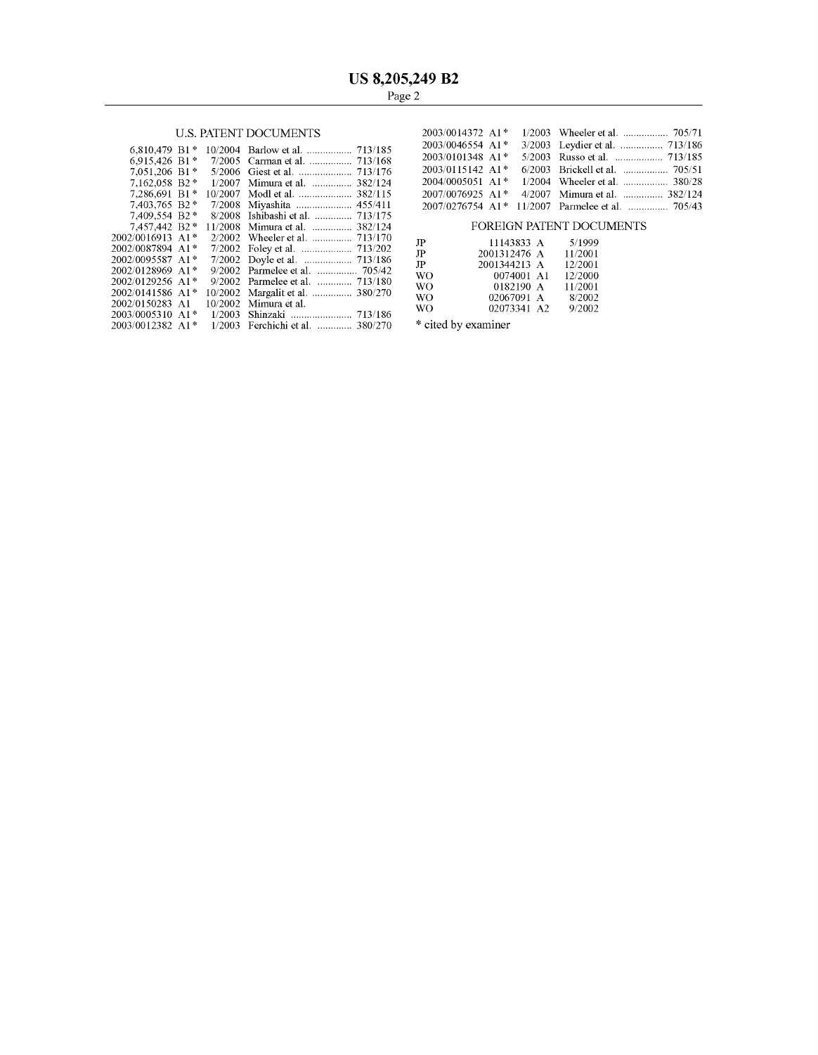## U.S. PATENT DOCUMENTS

| | | | | |
|---|---|---|---|---|
| 6,810,479 | B1 * | 10/2004 | Barlow et al. | 713/185 |
| 6,915,426 | B1 * | 7/2005 | Carman et al. | 713/168 |
| 7,051,206 | B1 * | 5/2006 | Giest et al. | 713/176 |
| 7,162,058 | B2 * | 1/2007 | Mimura et al. | 382/124 |
| 7,286,691 | B1 * | 10/2007 | Modl et al. | 382/115 |
| 7,403,765 | B2 * | 7/2008 | Miyashita | 455/411 |
| 7,409,554 | B2 * | 8/2008 | Ishibashi et al. | 713/175 |
| 7,457,442 | B2 * | 11/2008 | Mimura et al. | 382/124 |
| 2002/0016913 | A1 * | 2/2002 | Wheeler et al. | 713/170 |
| 2002/0087894 | A1 * | 7/2002 | Foley et al. | 713/202 |
| 2002/0095587 | A1 * | 7/2002 | Doyle et al. | 713/186 |
| 2002/0128969 | A1 * | 9/2002 | Parmelee et al. | 705/42 |
| 2002/0129256 | A1 * | 9/2002 | Parmelee et al. | 713/180 |
| 2002/0141586 | A1 * | 10/2002 | Margalit et al. | 380/270 |
| 2002/0150283 | A1 | 10/2002 | Mimura et al. | |
| 2003/0005310 | A1 * | 1/2003 | Shinzaki | 713/186 |
| 2003/0012382 | A1 * | 1/2003 | Ferchichi et al. | 380/270 |
| 2003/0014372 | A1 * | 1/2003 | Wheeler et al. | 705/71 |
| 2003/0046554 | A1 * | 3/2003 | Leydier et al. | 713/186 |
| 2003/0101348 | A1 * | 5/2003 | Russo et al. | 713/185 |
| 2003/0115142 | A1 * | 6/2003 | Brickell et al. | 705/51 |
| 2004/0005051 | A1 * | 1/2004 | Wheeler et al. | 380/28 |
| 2007/0076925 | A1 * | 4/2007 | Mimura et al. | 382/124 |
| 2007/0276754 | A1 * | 11/2007 | Parmelee et al. | 705/43 |

## FOREIGN PATENT DOCUMENTS

| | | | |
|---|---|---|---|
| JP | 11143833 | A | 5/1999 |
| JP | 2001312476 | A | 11/2001 |
| JP | 2001344213 | A | 12/2001 |
| WO | 0074001 | A1 | 12/2000 |
| WO | 0182190 | A | 11/2001 |
| WO | 02067091 | A | 8/2002 |
| WO | 02073341 | A2 | 9/2002 |

\* cited by examiner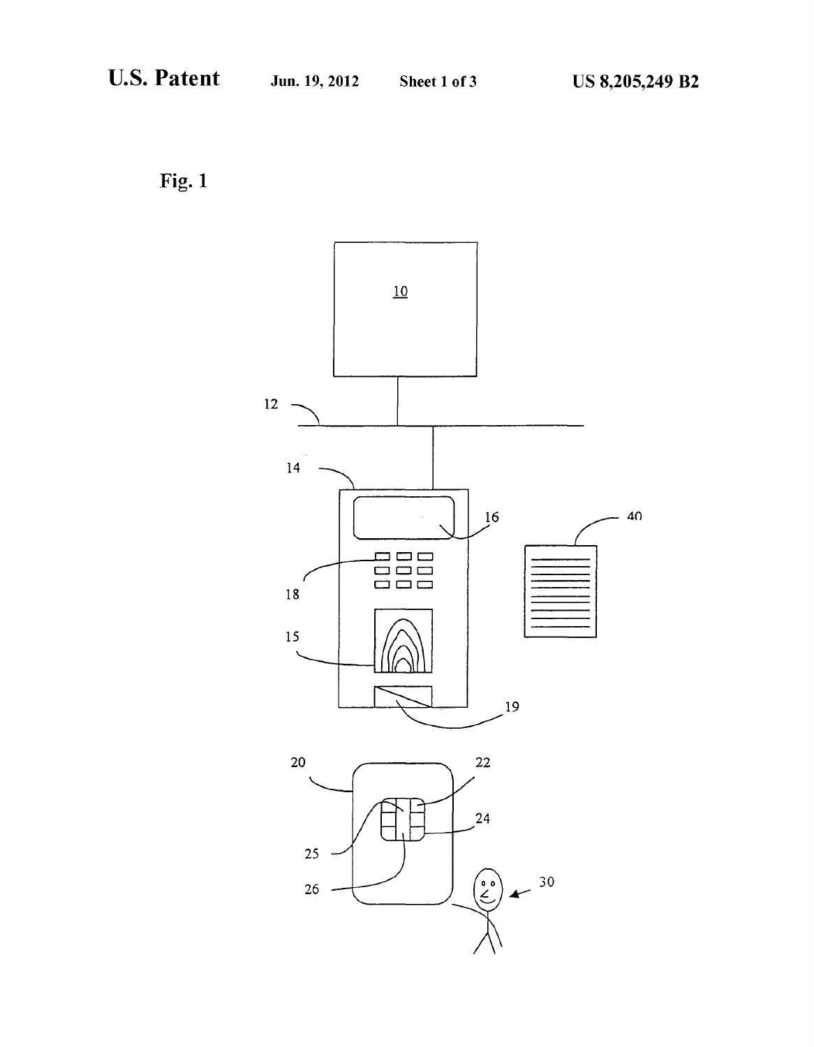Fig. 1

10

12

14

16

18

15

19

40

20

22

24

25

26

30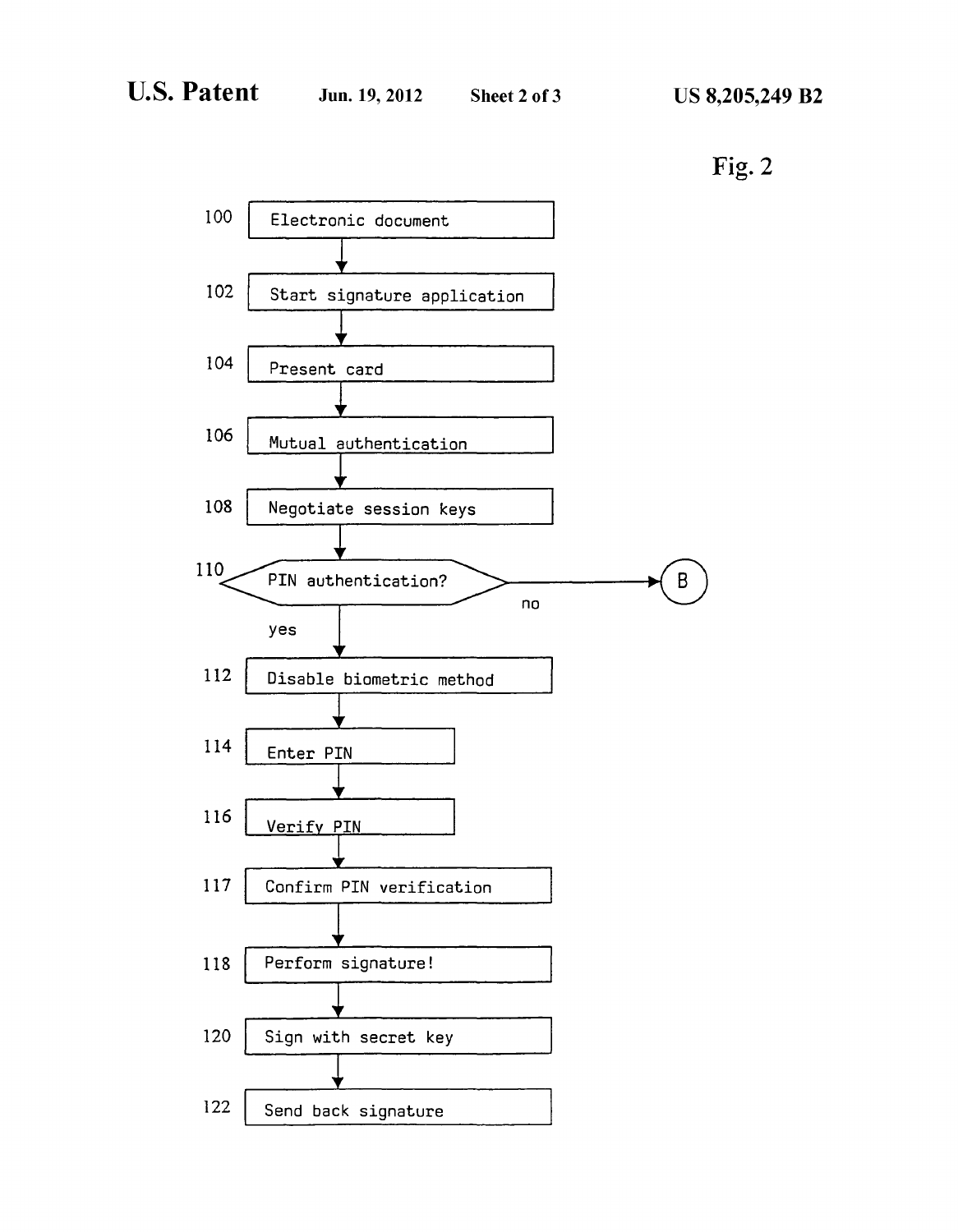Fig. 2

100 Electronic document

102 Start signature application

104 Present card

106 Mutual authentication

108 Negotiate session keys

110 PIN authentication? — no → B; yes ↓

112 Disable biometric method

114 Enter PIN

116 Verify PIN

117 Confirm PIN verification

118 Perform signature!

120 Sign with secret key

122 Send back signature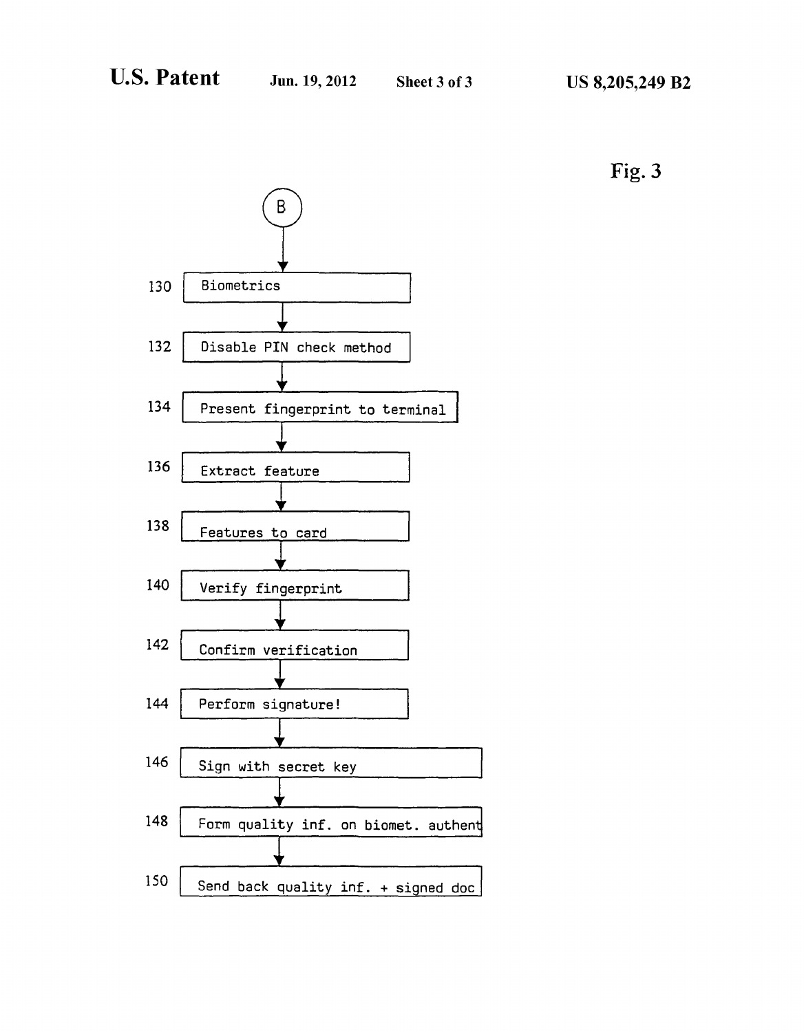Fig. 3

B

130 Biometrics

132 Disable PIN check method

134 Present fingerprint to terminal

136 Extract feature

138 Features to card

140 Verify fingerprint

142 Confirm verification

144 Perform signature!

146 Sign with secret key

148 Form quality inf. on biomet. authent

150 Send back quality inf. + signed doc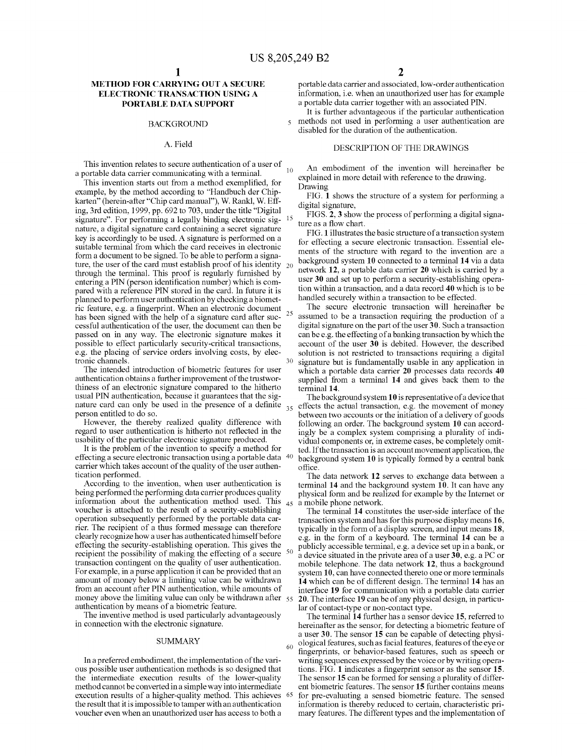# METHOD FOR CARRYING OUT A SECURE ELECTRONIC TRANSACTION USING A PORTABLE DATA SUPPORT

## BACKGROUND

### A. Field

This invention relates to secure authentication of a user of a portable data carrier communicating with a terminal.

This invention starts out from a method exemplified, for example, by the method according to "Handbuch der Chipkarten" (herein-after "Chip card manual"), W. Rankl, W. Effing, 3rd edition, 1999, pp. 692 to 703, under the title "Digital signature". For performing a legally binding electronic signature, a digital signature card containing a secret signature key is accordingly to be used. A signature is performed on a suitable terminal from which the card receives in electronic form a document to be signed. To be able to perform a signature, the user of the card must establish proof of his identity through the terminal. This proof is regularly furnished by entering a PIN (person identification number) which is compared with a reference PIN stored in the card. In future it is planned to perform user authentication by checking a biometric feature, e.g. a fingerprint. When an electronic document has been signed with the help of a signature card after successful authentication of the user, the document can then be passed on in any way. The electronic signature makes it possible to effect particularly security-critical transactions, e.g. the placing of service orders involving costs, by electronic channels.

The intended introduction of biometric features for user authentication obtains a further improvement of the trustworthiness of an electronic signature compared to the hitherto usual PIN authentication, because it guarantees that the signature card can only be used in the presence of a definite person entitled to do so.

However, the thereby realized quality difference with regard to user authentication is hitherto not reflected in the usability of the particular electronic signature produced.

It is the problem of the invention to specify a method for effecting a secure electronic transaction using a portable data carrier which takes account of the quality of the user authentication performed.

According to the invention, when user authentication is being performed the performing data carrier produces quality information about the authentication method used. This voucher is attached to the result of a security-establishing operation subsequently performed by the portable data carrier. The recipient of a thus formed message can therefore clearly recognize how a user has authenticated himself before effecting the security-establishing operation. This gives the recipient the possibility of making the effecting of a secure transaction contingent on the quality of user authentication. For example, in a purse application it can be provided that an amount of money below a limiting value can be withdrawn from an account after PIN authentication, while amounts of money above the limiting value can only be withdrawn after authentication by means of a biometric feature.

The inventive method is used particularly advantageously in connection with the electronic signature.

## SUMMARY

In a preferred embodiment, the implementation of the various possible user authentication methods is so designed that the intermediate execution results of the lower-quality method cannot be converted in a simple way into intermediate execution results of a higher-quality method. This achieves the result that it is impossible to tamper with an authentication voucher even when an unauthorized user has access to both a portable data carrier and associated, low-order authentication information, i.e. when an unauthorized user has for example a portable data carrier together with an associated PIN.

It is further advantageous if the particular authentication methods not used in performing a user authentication are disabled for the duration of the authentication.

## DESCRIPTION OF THE DRAWINGS

An embodiment of the invention will hereinafter be explained in more detail with reference to the drawing.

Drawing

FIG. **1** shows the structure of a system for performing a digital signature,

FIGS. **2**, **3** show the process of performing a digital signature as a flow chart.

FIG. **1** illustrates the basic structure of a transaction system for effecting a secure electronic transaction. Essential elements of the structure with regard to the invention are a background system **10** connected to a terminal **14** via a data network **12**, a portable data carrier **20** which is carried by a user **30** and set up to perform a security-establishing operation within a transaction, and a data record **40** which is to be handled securely within a transaction to be effected.

The secure electronic transaction will hereinafter be assumed to be a transaction requiring the production of a digital signature on the part of the user **30**. Such a transaction can be e.g. the effecting of a banking transaction by which the account of the user **30** is debited. However, the described solution is not restricted to transactions requiring a digital signature but is fundamentally usable in any application in which a portable data carrier **20** processes data records **40** supplied from a terminal **14** and gives back them to the terminal **14**.

The background system **10** is representative of a device that effects the actual transaction, e.g. the movement of money between two accounts or the initiation of a delivery of goods following an order. The background system **10** can accordingly be a complex system comprising a plurality of individual components or, in extreme cases, be completely omitted. If the transaction is an account movement application, the background system **10** is typically formed by a central bank office.

The data network **12** serves to exchange data between a terminal **14** and the background system **10**. It can have any physical form and be realized for example by the Internet or a mobile phone network.

The terminal **14** constitutes the user-side interface of the transaction system and has for this purpose display means **16**, typically in the form of a display screen, and input means **18**, e.g. in the form of a keyboard. The terminal **14** can be a publicly accessible terminal, e.g. a device set up in a bank, or a device situated in the private area of a user **30**, e.g. a PC or mobile telephone. The data network **12**, thus a background system **10**, can have connected thereto one or more terminals **14** which can be of different design. The terminal **14** has an interface **19** for communication with a portable data carrier **20**. The interface **19** can be of any physical design, in particular of contact-type or non-contact type.

The terminal **14** further has a sensor device **15**, referred to hereinafter as the sensor, for detecting a biometric feature of a user **30**. The sensor **15** can be capable of detecting physiological features, such as facial features, features of the eye or fingerprints, or behavior-based features, such as speech or writing sequences expressed by the voice or by writing operations. FIG. **1** indicates a fingerprint sensor as the sensor **15**. The sensor **15** can be formed for sensing a plurality of different biometric features. The sensor **15** further contains means for pre-evaluating a sensed biometric feature. The sensed information is thereby reduced to certain, characteristic primary features. The different types and the implementation of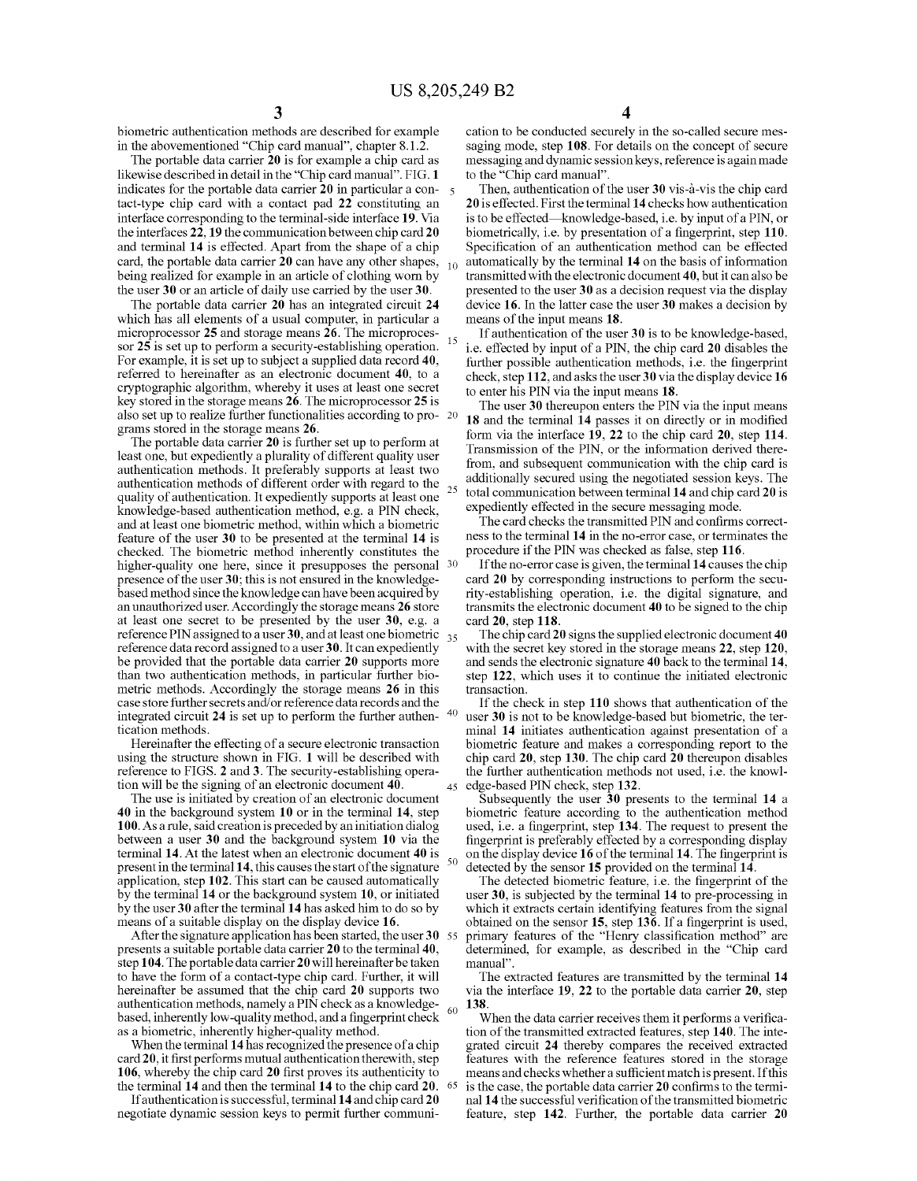biometric authentication methods are described for example in the abovementioned "Chip card manual", chapter 8.1.2.

The portable data carrier **20** is for example a chip card as likewise described in detail in the "Chip card manual". FIG. **1** indicates for the portable data carrier **20** in particular a contact-type chip card with a contact pad **22** constituting an interface corresponding to the terminal-side interface **19**. Via the interfaces **22**, **19** the communication between chip card **20** and terminal **14** is effected. Apart from the shape of a chip card, the portable data carrier **20** can have any other shapes, being realized for example in an article of clothing worn by the user **30** or an article of daily use carried by the user **30**.

The portable data carrier **20** has an integrated circuit **24** which has all elements of a usual computer, in particular a microprocessor **25** and storage means **26**. The microprocessor **25** is set up to perform a security-establishing operation. For example, it is set up to subject a supplied data record **40**, referred to hereinafter as an electronic document **40**, to a cryptographic algorithm, whereby it uses at least one secret key stored in the storage means **26**. The microprocessor **25** is also set up to realize further functionalities according to programs stored in the storage means **26**.

The portable data carrier **20** is further set up to perform at least one, but expediently a plurality of different quality user authentication methods. It preferably supports at least two authentication methods of different order with regard to the quality of authentication. It expediently supports at least one knowledge-based authentication method, e.g. a PIN check, and at least one biometric method, within which a biometric feature of the user **30** to be presented at the terminal **14** is checked. The biometric method inherently constitutes the higher-quality one here, since it presupposes the personal presence of the user **30**; this is not ensured in the knowledge-based method since the knowledge can have been acquired by an unauthorized user. Accordingly the storage means **26** store at least one secret to be presented by the user **30**, e.g. a reference PIN assigned to a user **30**, and at least one biometric reference data record assigned to a user **30**. It can expediently be provided that the portable data carrier **20** supports more than two authentication methods, in particular further biometric methods. Accordingly the storage means **26** in this case store further secrets and/or reference data records and the integrated circuit **24** is set up to perform the further authentication methods.

Hereinafter the effecting of a secure electronic transaction using the structure shown in FIG. **1** will be described with reference to FIGS. **2** and **3**. The security-establishing operation will be the signing of an electronic document **40**.

The use is initiated by creation of an electronic document **40** in the background system **10** or in the terminal **14**, step **100**. As a rule, said creation is preceded by an initiation dialog between a user **30** and the background system **10** via the terminal **14**. At the latest when an electronic document **40** is present in the terminal **14**, this causes the start of the signature application, step **102**. This start can be caused automatically by the terminal **14** or the background system **10**, or initiated by the user **30** after the terminal **14** has asked him to do so by means of a suitable display on the display device **16**.

After the signature application has been started, the user **30** presents a suitable portable data carrier **20** to the terminal **40**, step **104**. The portable data carrier **20** will hereinafter be taken to have the form of a contact-type chip card. Further, it will hereinafter be assumed that the chip card **20** supports two authentication methods, namely a PIN check as a knowledge-based, inherently low-quality method, and a fingerprint check as a biometric, inherently higher-quality method.

When the terminal **14** has recognized the presence of a chip card **20**, it first performs mutual authentication therewith, step **106**, whereby the chip card **20** first proves its authenticity to the terminal **14** and then the terminal **14** to the chip card **20**.

If authentication is successful, terminal **14** and chip card **20** negotiate dynamic session keys to permit further communication to be conducted securely in the so-called secure messaging mode, step **108**. For details on the concept of secure messaging and dynamic session keys, reference is again made to the "Chip card manual".

Then, authentication of the user **30** vis-à-vis the chip card **20** is effected. First the terminal **14** checks how authentication is to be effected—knowledge-based, i.e. by input of a PIN, or biometrically, i.e. by presentation of a fingerprint, step **110**. Specification of an authentication method can be effected automatically by the terminal **14** on the basis of information transmitted with the electronic document **40**, but it can also be presented to the user **30** as a decision request via the display device **16**. In the latter case the user **30** makes a decision by means of the input means **18**.

If authentication of the user **30** is to be knowledge-based, i.e. effected by input of a PIN, the chip card **20** disables the further possible authentication methods, i.e. the fingerprint check, step **112**, and asks the user **30** via the display device **16** to enter his PIN via the input means **18**.

The user **30** thereupon enters the PIN via the input means **18** and the terminal **14** passes it on directly or in modified form via the interface **19**, **22** to the chip card **20**, step **114**. Transmission of the PIN, or the information derived therefrom, and subsequent communication with the chip card is additionally secured using the negotiated session keys. The total communication between terminal **14** and chip card **20** is expediently effected in the secure messaging mode.

The card checks the transmitted PIN and confirms correctness to the terminal **14** in the no-error case, or terminates the procedure if the PIN was checked as false, step **116**.

If the no-error case is given, the terminal **14** causes the chip card **20** by corresponding instructions to perform the security-establishing operation, i.e. the digital signature, and transmits the electronic document **40** to be signed to the chip card **20**, step **118**.

The chip card **20** signs the supplied electronic document **40** with the secret key stored in the storage means **22**, step **120**, and sends the electronic signature **40** back to the terminal **14**, step **122**, which uses it to continue the initiated electronic transaction.

If the check in step **110** shows that authentication of the user **30** is not to be knowledge-based but biometric, the terminal **14** initiates authentication against presentation of a biometric feature and makes a corresponding report to the chip card **20**, step **130**. The chip card **20** thereupon disables the further authentication methods not used, i.e. the knowledge-based PIN check, step **132**.

Subsequently the user **30** presents to the terminal **14** a biometric feature according to the authentication method used, i.e. a fingerprint, step **134**. The request to present the fingerprint is preferably effected by a corresponding display on the display device **16** of the terminal **14**. The fingerprint is detected by the sensor **15** provided on the terminal **14**.

The detected biometric feature, i.e. the fingerprint of the user **30**, is subjected by the terminal **14** to pre-processing in which it extracts certain identifying features from the signal obtained on the sensor **15**, step **136**. If a fingerprint is used, primary features of the "Henry classification method" are determined, for example, as described in the "Chip card manual".

The extracted features are transmitted by the terminal **14** via the interface **19**, **22** to the portable data carrier **20**, step **138**.

When the data carrier receives them it performs a verification of the transmitted extracted features, step **140**. The integrated circuit **24** thereby compares the received extracted features with the reference features stored in the storage means and checks whether a sufficient match is present. If this is the case, the portable data carrier **20** confirms to the terminal **14** the successful verification of the transmitted biometric feature, step **142**. Further, the portable data carrier **20**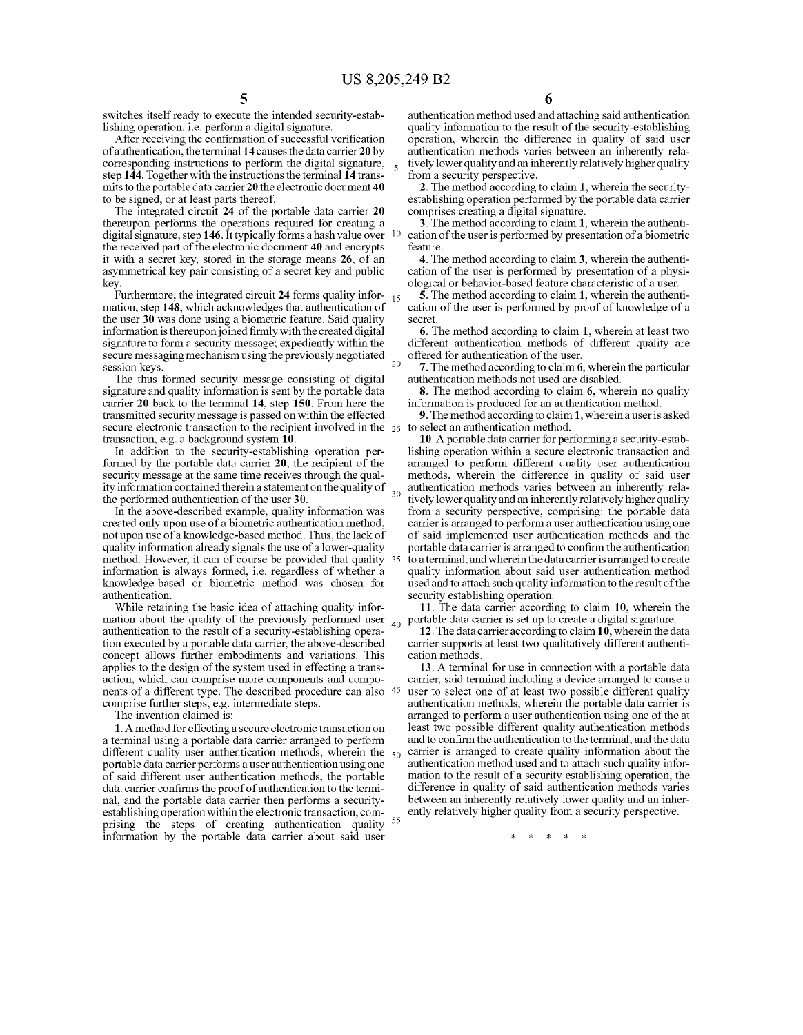switches itself ready to execute the intended security-establishing operation, i.e. perform a digital signature.

After receiving the confirmation of successful verification of authentication, the terminal **14** causes the data carrier **20** by corresponding instructions to perform the digital signature, step **144**. Together with the instructions the terminal **14** transmits to the portable data carrier **20** the electronic document **40** to be signed, or at least parts thereof.

The integrated circuit **24** of the portable data carrier **20** thereupon performs the operations required for creating a digital signature, step **146**. It typically forms a hash value over the received part of the electronic document **40** and encrypts it with a secret key, stored in the storage means **26**, of an asymmetrical key pair consisting of a secret key and public key.

Furthermore, the integrated circuit **24** forms quality information, step **148**, which acknowledges that authentication of the user **30** was done using a biometric feature. Said quality information is thereupon joined firmly with the created digital signature to form a security message; expediently within the secure messaging mechanism using the previously negotiated session keys.

The thus formed security message consisting of digital signature and quality information is sent by the portable data carrier **20** back to the terminal **14**, step **150**. From here the transmitted security message is passed on within the effected secure electronic transaction to the recipient involved in the transaction, e.g. a background system **10**.

In addition to the security-establishing operation performed by the portable data carrier **20**, the recipient of the security message at the same time receives through the quality information contained therein a statement on the quality of the performed authentication of the user **30**.

In the above-described example, quality information was created only upon use of a biometric authentication method, not upon use of a knowledge-based method. Thus, the lack of quality information already signals the use of a lower-quality method. However, it can of course be provided that quality information is always formed, i.e. regardless of whether a knowledge-based or biometric method was chosen for authentication.

While retaining the basic idea of attaching quality information about the quality of the previously performed user authentication to the result of a security-establishing operation executed by a portable data carrier, the above-described concept allows further embodiments and variations. This applies to the design of the system used in effecting a transaction, which can comprise more components and components of a different type. The described procedure can also comprise further steps, e.g. intermediate steps.

The invention claimed is:

**1**. A method for effecting a secure electronic transaction on a terminal using a portable data carrier arranged to perform different quality user authentication methods, wherein the portable data carrier performs a user authentication using one of said different user authentication methods, the portable data carrier confirms the proof of authentication to the terminal, and the portable data carrier then performs a security-establishing operation within the electronic transaction, comprising the steps of creating authentication quality information by the portable data carrier about said user authentication method used and attaching said authentication quality information to the result of the security-establishing operation, wherein the difference in quality of said user authentication methods varies between an inherently relatively lower quality and an inherently relatively higher quality from a security perspective.

**2**. The method according to claim **1**, wherein the security-establishing operation performed by the portable data carrier comprises creating a digital signature.

**3**. The method according to claim **1**, wherein the authentication of the user is performed by presentation of a biometric feature.

**4**. The method according to claim **3**, wherein the authentication of the user is performed by presentation of a physiological or behavior-based feature characteristic of a user.

**5**. The method according to claim **1**, wherein the authentication of the user is performed by proof of knowledge of a secret.

**6**. The method according to claim **1**, wherein at least two different authentication methods of different quality are offered for authentication of the user.

**7**. The method according to claim **6**, wherein the particular authentication methods not used are disabled.

**8**. The method according to claim **6**, wherein no quality information is produced for an authentication method.

**9**. The method according to claim **1**, wherein a user is asked to select an authentication method.

**10**. A portable data carrier for performing a security-establishing operation within a secure electronic transaction and arranged to perform different quality user authentication methods, wherein the difference in quality of said user authentication methods varies between an inherently relatively lower quality and an inherently relatively higher quality from a security perspective, comprising: the portable data carrier is arranged to perform a user authentication using one of said implemented user authentication methods and the portable data carrier is arranged to confirm the authentication to a terminal, and wherein the data carrier is arranged to create quality information about said user authentication method used and to attach such quality information to the result of the security establishing operation.

**11**. The data carrier according to claim **10**, wherein the portable data carrier is set up to create a digital signature.

**12**. The data carrier according to claim **10**, wherein the data carrier supports at least two qualitatively different authentication methods.

**13**. A terminal for use in connection with a portable data carrier, said terminal including a device arranged to cause a user to select one of at least two possible different quality authentication methods, wherein the portable data carrier is arranged to perform a user authentication using one of the at least two possible different quality authentication methods and to confirm the authentication to the terminal, and the data carrier is arranged to create quality information about the authentication method used and to attach such quality information to the result of a security establishing operation, the difference in quality of said authentication methods varies between an inherently relatively lower quality and an inherently relatively higher quality from a security perspective.

* * * * *